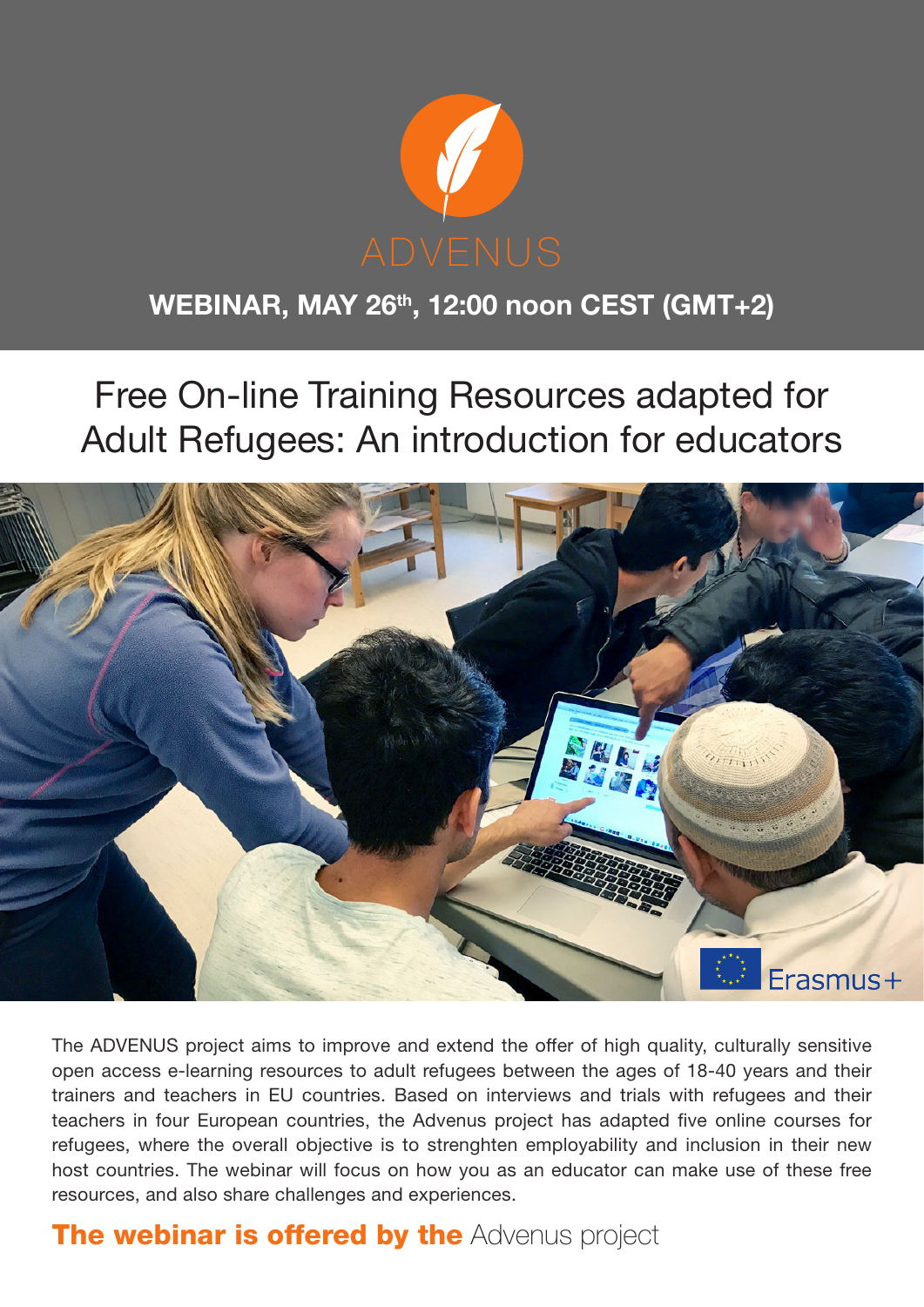ADVENUS

**WEBINAR, MAY 26th, 12:00 noon CEST (GMT+2)**

# Free On-line Training Resources adapted for Adult Refugees: An introduction for educators

Erasmus+

The ADVENUS project aims to improve and extend the offer of high quality, culturally sensitive open access e-learning resources to adult refugees between the ages of 18-40 years and their trainers and teachers in EU countries. Based on interviews and trials with refugees and their teachers in four European countries, the Advenus project has adapted five online courses for refugees, where the overall objective is to strenghten employability and inclusion in their new host countries. The webinar will focus on how you as an educator can make use of these free resources, and also share challenges and experiences.

**The webinar is offered by the** Advenus project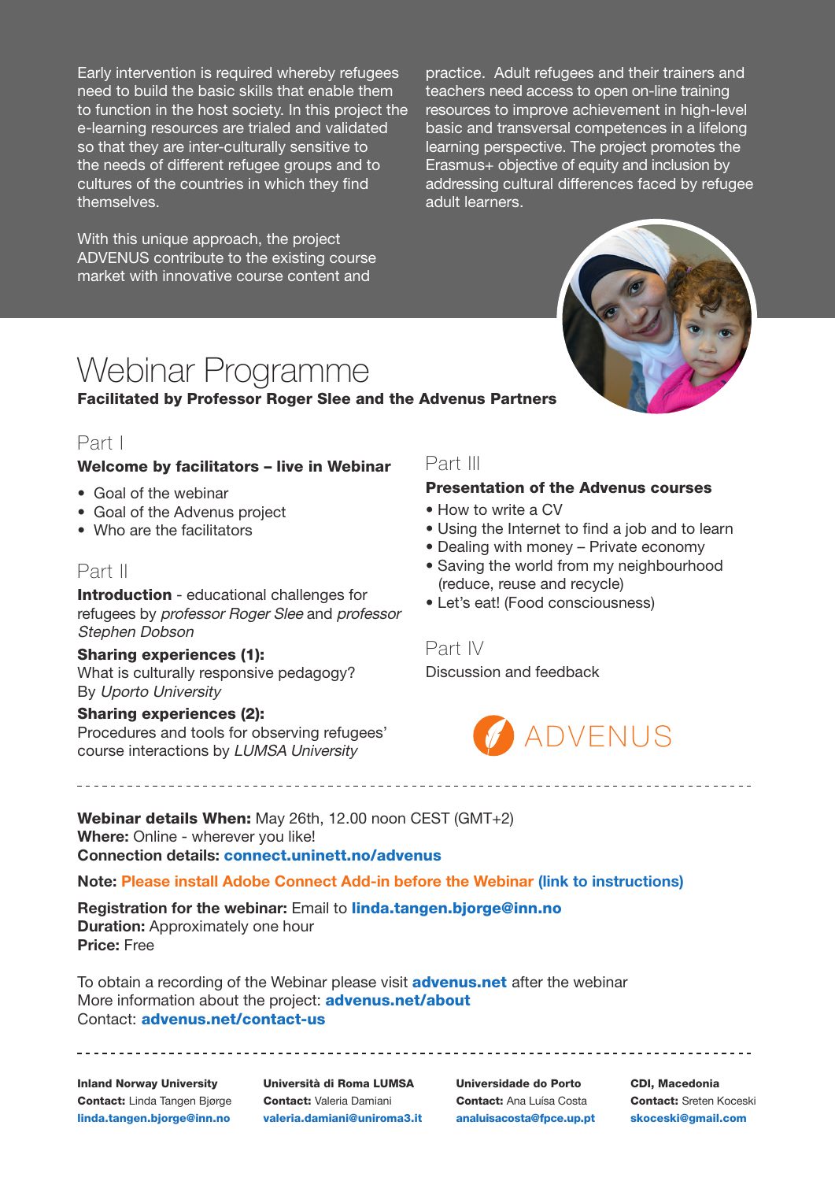Early intervention is required whereby refugees need to build the basic skills that enable them to function in the host society. In this project the e-learning resources are trialed and validated so that they are inter-culturally sensitive to the needs of different refugee groups and to cultures of the countries in which they find themselves.

With this unique approach, the project ADVENUS contribute to the existing course market with innovative course content and practice. Adult refugees and their trainers and teachers need access to open on-line training resources to improve achievement in high-level basic and transversal competences in a lifelong learning perspective. The project promotes the Erasmus+ objective of equity and inclusion by addressing cultural differences faced by refugee adult learners.

# Webinar Programme

**Facilitated by Professor Roger Slee and the Advenus Partners**

## Part I

**Welcome by facilitators – live in Webinar**

- Goal of the webinar
- Goal of the Advenus project
- Who are the facilitators

## Part II

**Introduction** - educational challenges for refugees by *professor Roger Slee* and *professor Stephen Dobson*

**Sharing experiences (1):**
What is culturally responsive pedagogy?
By *Uporto University*

**Sharing experiences (2):**
Procedures and tools for observing refugees' course interactions by *LUMSA University*

## Part III

**Presentation of the Advenus courses**

- How to write a CV
- Using the Internet to find a job and to learn
- Dealing with money – Private economy
- Saving the world from my neighbourhood (reduce, reuse and recycle)
- Let's eat! (Food consciousness)

## Part IV

Discussion and feedback

ADVENUS

---

**Webinar details When:** May 26th, 12.00 noon CEST (GMT+2)
**Where:** Online - wherever you like!
**Connection details:** **connect.uninett.no/advenus**

**Note:** Please install Adobe Connect Add-in before the Webinar **(link to instructions)**

**Registration for the webinar:** Email to **linda.tangen.bjorge@inn.no**
**Duration:** Approximately one hour
**Price:** Free

To obtain a recording of the Webinar please visit **advenus.net** after the webinar
More information about the project: **advenus.net/about**
Contact: **advenus.net/contact-us**

---

**Inland Norway University**
**Contact:** Linda Tangen Bjørge
**linda.tangen.bjorge@inn.no**

**Università di Roma LUMSA**
**Contact:** Valeria Damiani
**valeria.damiani@uniroma3.it**

**Universidade do Porto**
**Contact:** Ana Luísa Costa
**analuisacosta@fpce.up.pt**

**CDI, Macedonia**
**Contact:** Sreten Koceski
**skoceski@gmail.com**